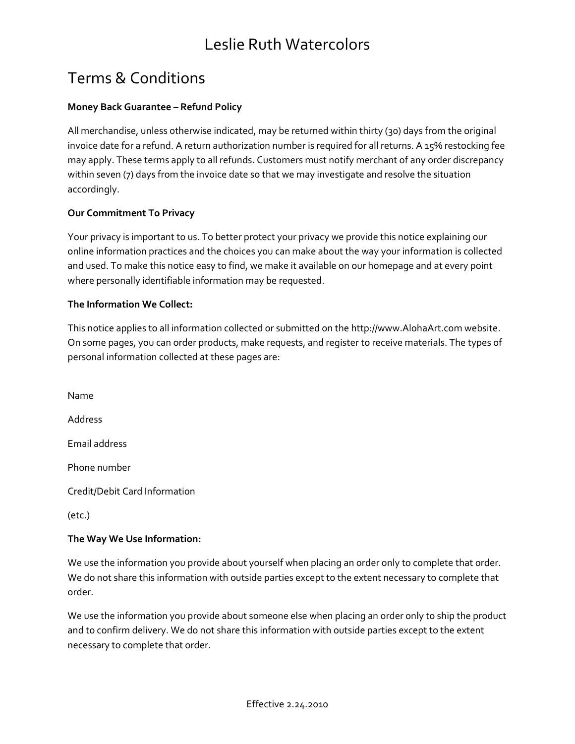# Leslie Ruth Watercolors

## Terms & Conditions

**Money Back Guarantee – Refund Policy**

All merchandise, unless otherwise indicated, may be returned within thirty (30) days from the original invoice date for a refund. A return authorization number is required for all returns. A 15% restocking fee may apply. These terms apply to all refunds. Customers must notify merchant of any order discrepancy within seven (7) days from the invoice date so that we may investigate and resolve the situation accordingly.

**Our Commitment To Privacy**

Your privacy is important to us. To better protect your privacy we provide this notice explaining our online information practices and the choices you can make about the way your information is collected and used. To make this notice easy to find, we make it available on our homepage and at every point where personally identifiable information may be requested.

**The Information We Collect:**

This notice applies to all information collected or submitted on the http://www.AlohaArt.com website. On some pages, you can order products, make requests, and register to receive materials. The types of personal information collected at these pages are:

Name

Address

Email address

Phone number

Credit/Debit Card Information

(etc.)

**The Way We Use Information:**

We use the information you provide about yourself when placing an order only to complete that order. We do not share this information with outside parties except to the extent necessary to complete that order.

We use the information you provide about someone else when placing an order only to ship the product and to confirm delivery. We do not share this information with outside parties except to the extent necessary to complete that order.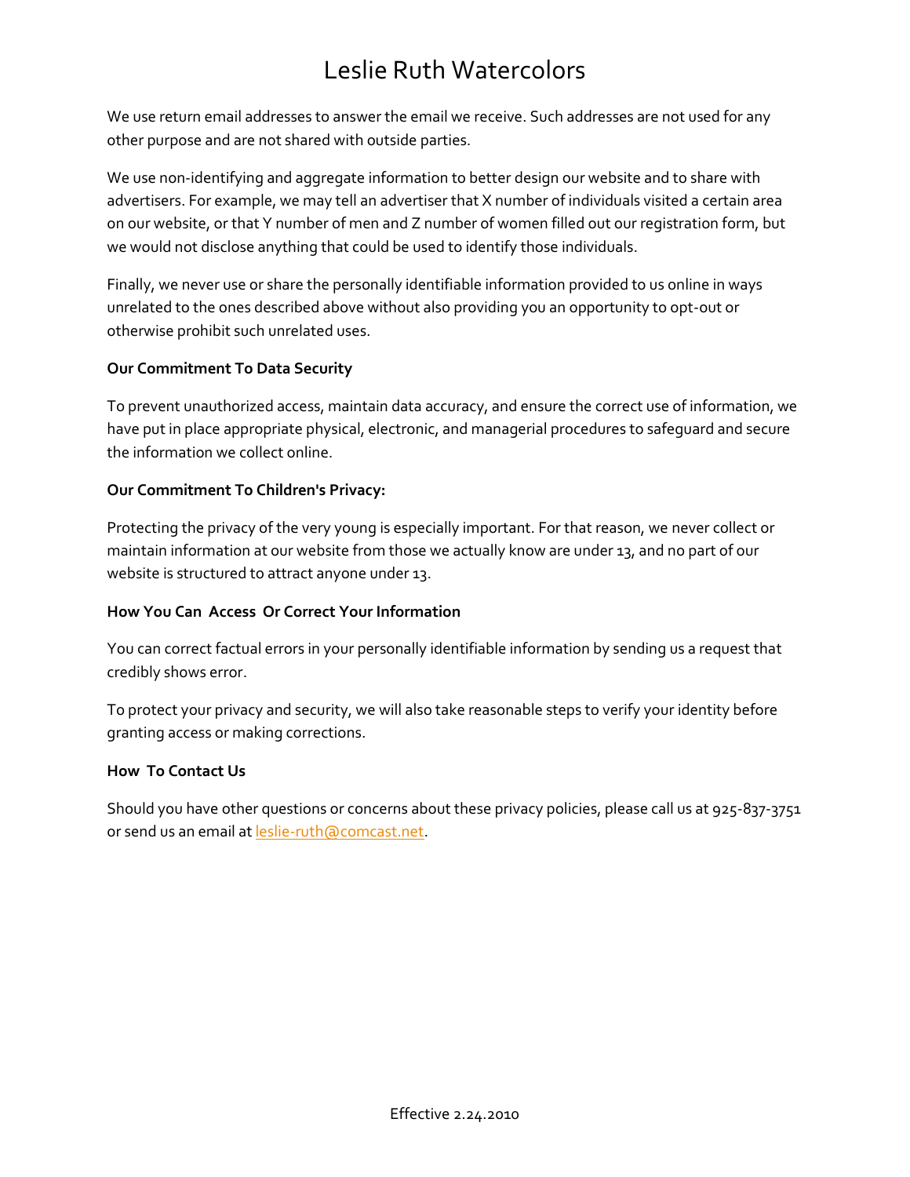# Leslie Ruth Watercolors

We use return email addresses to answer the email we receive. Such addresses are not used for any other purpose and are not shared with outside parties.

We use non-identifying and aggregate information to better design our website and to share with advertisers. For example, we may tell an advertiser that X number of individuals visited a certain area on our website, or that Y number of men and Z number of women filled out our registration form, but we would not disclose anything that could be used to identify those individuals.

Finally, we never use or share the personally identifiable information provided to us online in ways unrelated to the ones described above without also providing you an opportunity to opt-out or otherwise prohibit such unrelated uses.

**Our Commitment To Data Security**

To prevent unauthorized access, maintain data accuracy, and ensure the correct use of information, we have put in place appropriate physical, electronic, and managerial procedures to safeguard and secure the information we collect online.

**Our Commitment To Children's Privacy:**

Protecting the privacy of the very young is especially important. For that reason, we never collect or maintain information at our website from those we actually know are under 13, and no part of our website is structured to attract anyone under 13.

**How You Can Access Or Correct Your Information**

You can correct factual errors in your personally identifiable information by sending us a request that credibly shows error.

To protect your privacy and security, we will also take reasonable steps to verify your identity before granting access or making corrections.

**How To Contact Us**

Should you have other questions or concerns about these privacy policies, please call us at 925-837-3751 or send us an email at leslie-ruth@comcast.net.

Effective 2.24.2010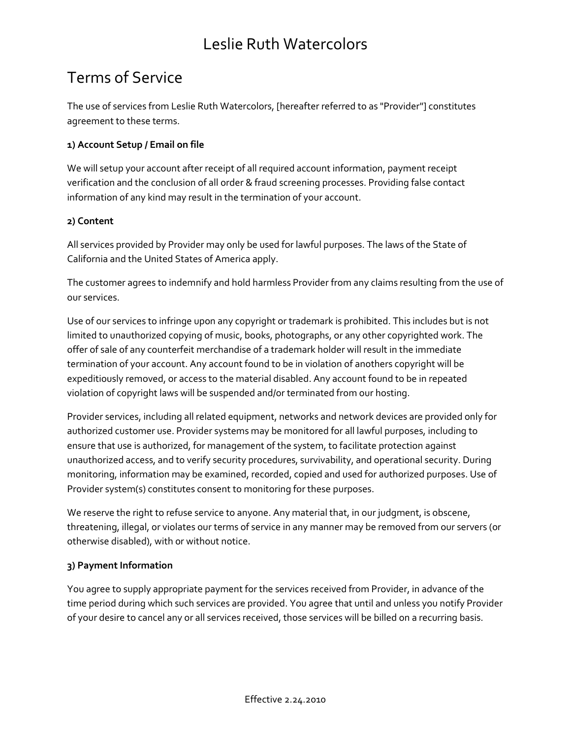# Leslie Ruth Watercolors

## Terms of Service

The use of services from Leslie Ruth Watercolors, [hereafter referred to as "Provider"] constitutes agreement to these terms.

**1) Account Setup / Email on file**

We will setup your account after receipt of all required account information, payment receipt verification and the conclusion of all order & fraud screening processes. Providing false contact information of any kind may result in the termination of your account.

**2) Content**

All services provided by Provider may only be used for lawful purposes. The laws of the State of California and the United States of America apply.

The customer agrees to indemnify and hold harmless Provider from any claims resulting from the use of our services.

Use of our services to infringe upon any copyright or trademark is prohibited. This includes but is not limited to unauthorized copying of music, books, photographs, or any other copyrighted work. The offer of sale of any counterfeit merchandise of a trademark holder will result in the immediate termination of your account. Any account found to be in violation of anothers copyright will be expeditiously removed, or access to the material disabled. Any account found to be in repeated violation of copyright laws will be suspended and/or terminated from our hosting.

Provider services, including all related equipment, networks and network devices are provided only for authorized customer use. Provider systems may be monitored for all lawful purposes, including to ensure that use is authorized, for management of the system, to facilitate protection against unauthorized access, and to verify security procedures, survivability, and operational security. During monitoring, information may be examined, recorded, copied and used for authorized purposes. Use of Provider system(s) constitutes consent to monitoring for these purposes.

We reserve the right to refuse service to anyone. Any material that, in our judgment, is obscene, threatening, illegal, or violates our terms of service in any manner may be removed from our servers (or otherwise disabled), with or without notice.

**3) Payment Information**

You agree to supply appropriate payment for the services received from Provider, in advance of the time period during which such services are provided. You agree that until and unless you notify Provider of your desire to cancel any or all services received, those services will be billed on a recurring basis.

Effective 2.24.2010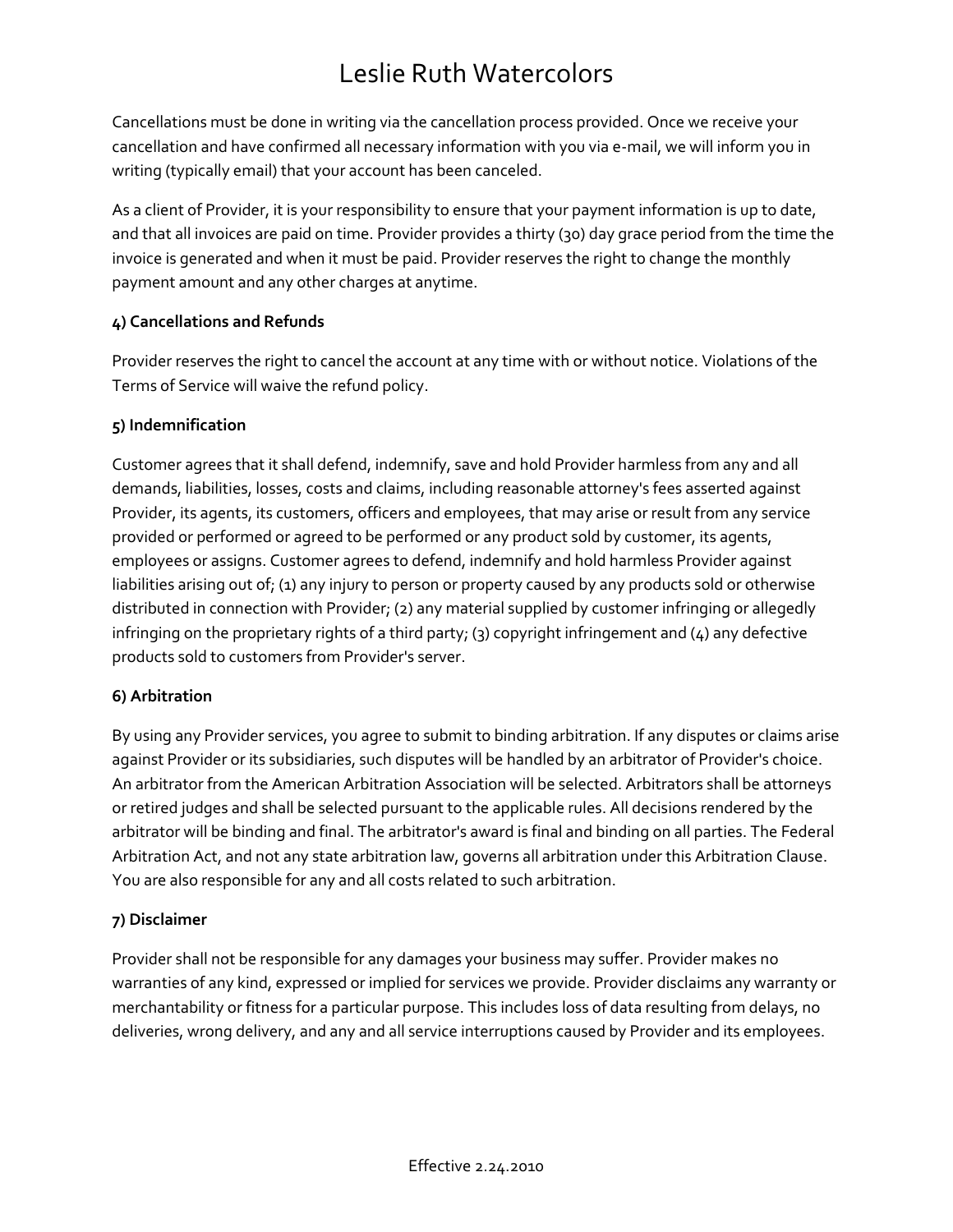Cancellations must be done in writing via the cancellation process provided. Once we receive your cancellation and have confirmed all necessary information with you via e-mail, we will inform you in writing (typically email) that your account has been canceled.

As a client of Provider, it is your responsibility to ensure that your payment information is up to date, and that all invoices are paid on time. Provider provides a thirty (30) day grace period from the time the invoice is generated and when it must be paid. Provider reserves the right to change the monthly payment amount and any other charges at anytime.

**4) Cancellations and Refunds**

Provider reserves the right to cancel the account at any time with or without notice. Violations of the Terms of Service will waive the refund policy.

**5) Indemnification**

Customer agrees that it shall defend, indemnify, save and hold Provider harmless from any and all demands, liabilities, losses, costs and claims, including reasonable attorney's fees asserted against Provider, its agents, its customers, officers and employees, that may arise or result from any service provided or performed or agreed to be performed or any product sold by customer, its agents, employees or assigns. Customer agrees to defend, indemnify and hold harmless Provider against liabilities arising out of; (1) any injury to person or property caused by any products sold or otherwise distributed in connection with Provider; (2) any material supplied by customer infringing or allegedly infringing on the proprietary rights of a third party; (3) copyright infringement and (4) any defective products sold to customers from Provider's server.

**6) Arbitration**

By using any Provider services, you agree to submit to binding arbitration. If any disputes or claims arise against Provider or its subsidiaries, such disputes will be handled by an arbitrator of Provider's choice. An arbitrator from the American Arbitration Association will be selected. Arbitrators shall be attorneys or retired judges and shall be selected pursuant to the applicable rules. All decisions rendered by the arbitrator will be binding and final. The arbitrator's award is final and binding on all parties. The Federal Arbitration Act, and not any state arbitration law, governs all arbitration under this Arbitration Clause. You are also responsible for any and all costs related to such arbitration.

**7) Disclaimer**

Provider shall not be responsible for any damages your business may suffer. Provider makes no warranties of any kind, expressed or implied for services we provide. Provider disclaims any warranty or merchantability or fitness for a particular purpose. This includes loss of data resulting from delays, no deliveries, wrong delivery, and any and all service interruptions caused by Provider and its employees.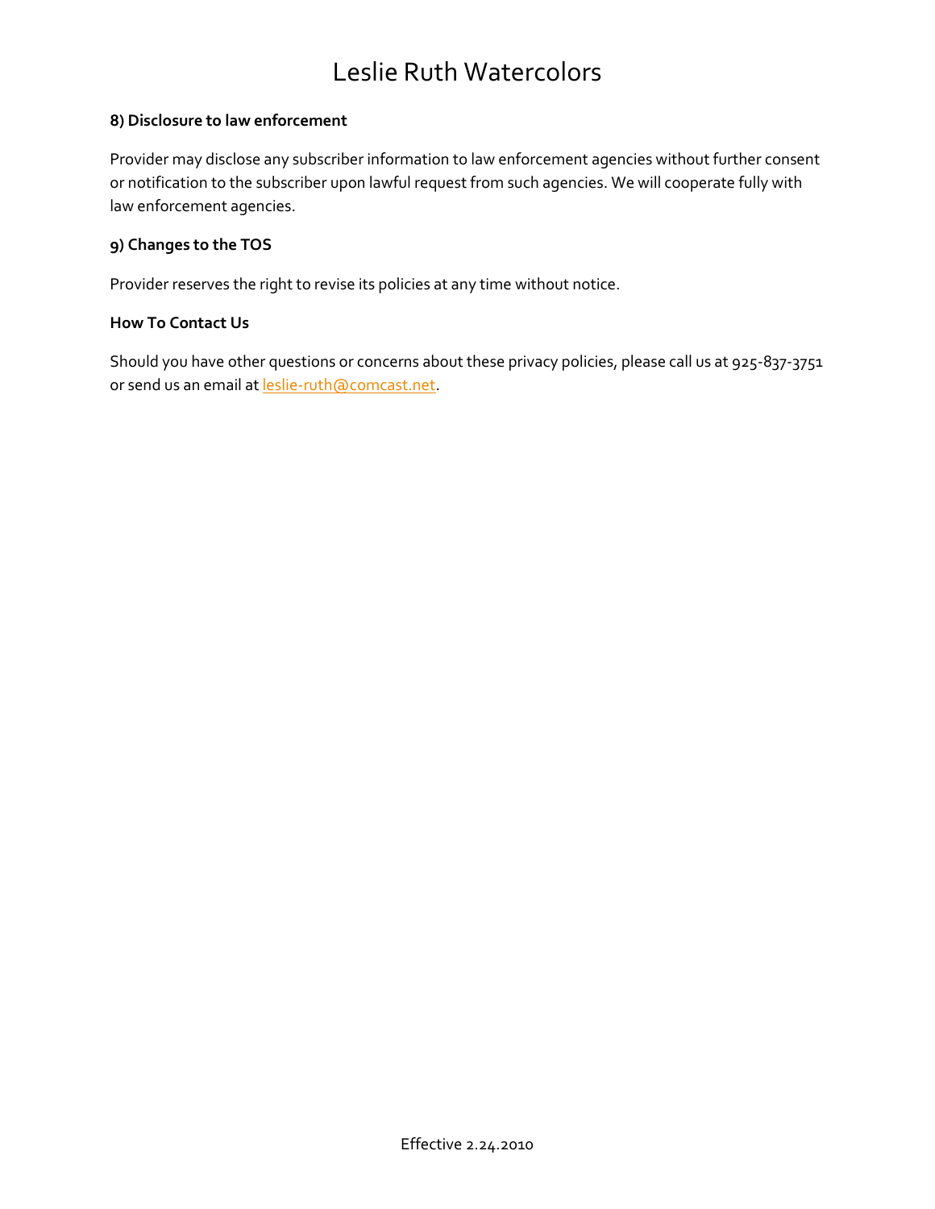**8) Disclosure to law enforcement**

Provider may disclose any subscriber information to law enforcement agencies without further consent or notification to the subscriber upon lawful request from such agencies. We will cooperate fully with law enforcement agencies.

**9) Changes to the TOS**

Provider reserves the right to revise its policies at any time without notice.

**How To Contact Us**

Should you have other questions or concerns about these privacy policies, please call us at 925-837-3751 or send us an email at leslie-ruth@comcast.net.

Effective 2.24.2010